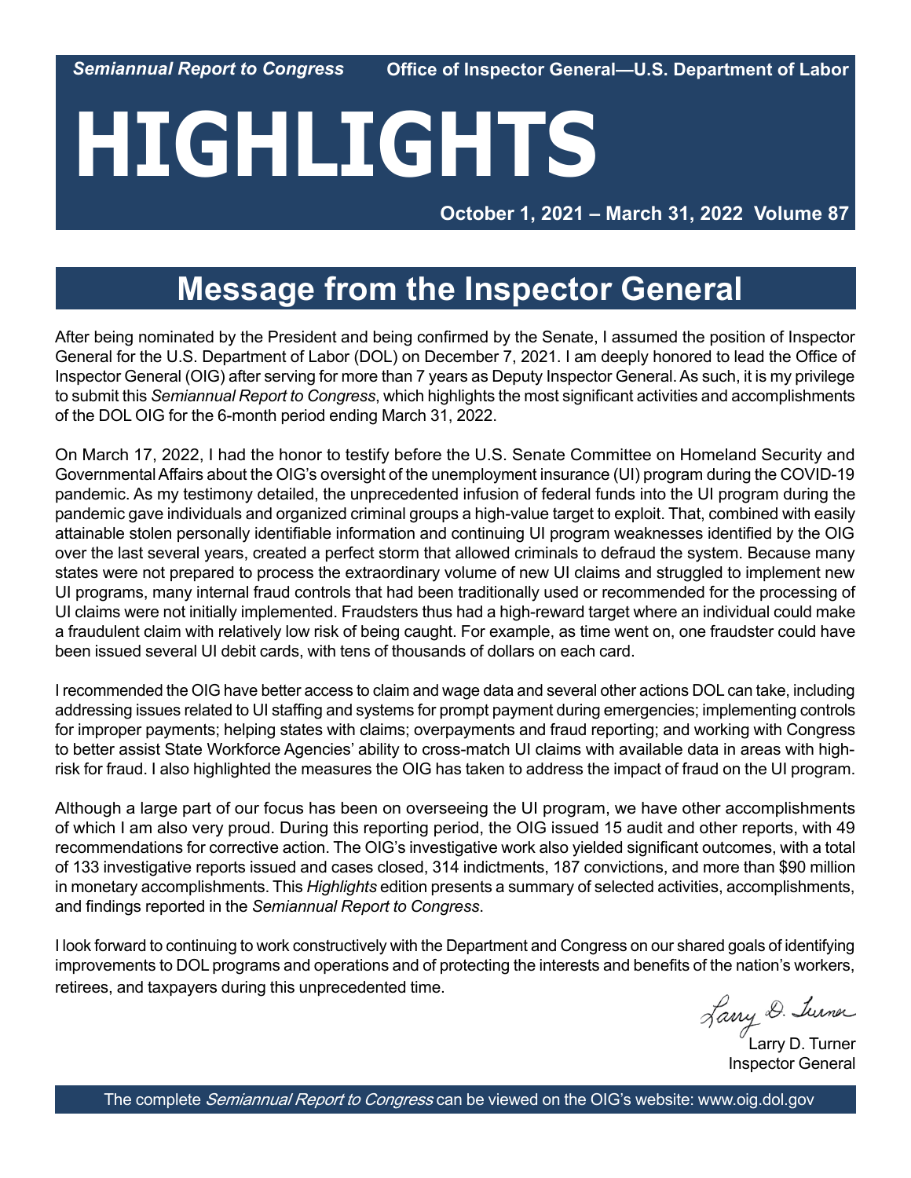*Semiannual Report to Congress* **Office of Inspector General—U.S. Department of Labor**

# HIGHLIGHTS

**October 1, 2021 – March 31, 2022 Volume 87**

## Message from the Inspector General

After being nominated by the President and being confirmed by the Senate, I assumed the position of Inspector General for the U.S. Department of Labor (DOL) on December 7, 2021. I am deeply honored to lead the Office of Inspector General (OIG) after serving for more than 7 years as Deputy Inspector General. As such, it is my privilege to submit this *Semiannual Report to Congress*, which highlights the most significant activities and accomplishments of the DOL OIG for the 6-month period ending March 31, 2022.

On March 17, 2022, I had the honor to testify before the U.S. Senate Committee on Homeland Security and Governmental Affairs about the OIG's oversight of the unemployment insurance (UI) program during the COVID-19 pandemic. As my testimony detailed, the unprecedented infusion of federal funds into the UI program during the pandemic gave individuals and organized criminal groups a high-value target to exploit. That, combined with easily attainable stolen personally identifiable information and continuing UI program weaknesses identified by the OIG over the last several years, created a perfect storm that allowed criminals to defraud the system. Because many states were not prepared to process the extraordinary volume of new UI claims and struggled to implement new UI programs, many internal fraud controls that had been traditionally used or recommended for the processing of UI claims were not initially implemented. Fraudsters thus had a high-reward target where an individual could make a fraudulent claim with relatively low risk of being caught. For example, as time went on, one fraudster could have been issued several UI debit cards, with tens of thousands of dollars on each card.

I recommended the OIG have better access to claim and wage data and several other actions DOL can take, including addressing issues related to UI staffing and systems for prompt payment during emergencies; implementing controls for improper payments; helping states with claims; overpayments and fraud reporting; and working with Congress to better assist State Workforce Agencies' ability to cross-match UI claims with available data in areas with high-risk for fraud. I also highlighted the measures the OIG has taken to address the impact of fraud on the UI program.

Although a large part of our focus has been on overseeing the UI program, we have other accomplishments of which I am also very proud. During this reporting period, the OIG issued 15 audit and other reports, with 49 recommendations for corrective action. The OIG's investigative work also yielded significant outcomes, with a total of 133 investigative reports issued and cases closed, 314 indictments, 187 convictions, and more than $90 million in monetary accomplishments. This *Highlights* edition presents a summary of selected activities, accomplishments, and findings reported in the *Semiannual Report to Congress*.

I look forward to continuing to work constructively with the Department and Congress on our shared goals of identifying improvements to DOL programs and operations and of protecting the interests and benefits of the nation's workers, retirees, and taxpayers during this unprecedented time.

Larry D. Turner
Inspector General

The complete *Semiannual Report to Congress* can be viewed on the OIG's website: www.oig.dol.gov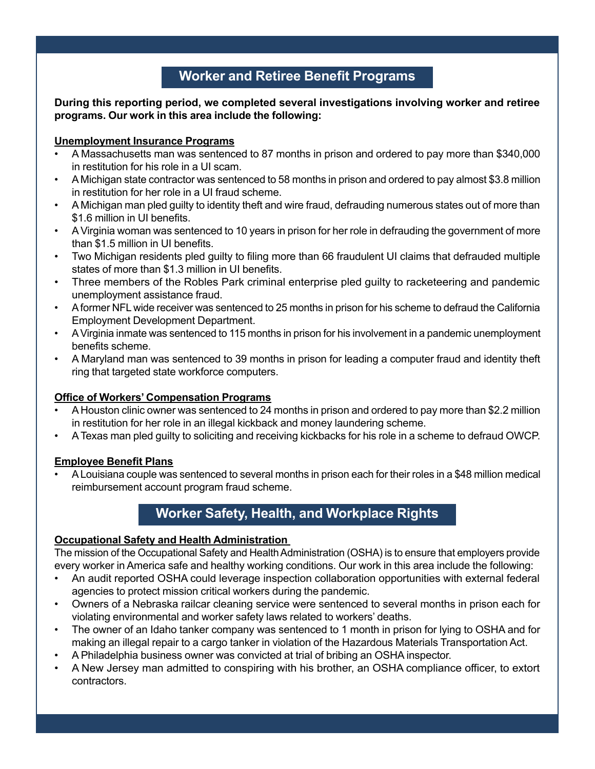## Worker and Retiree Benefit Programs

**During this reporting period, we completed several investigations involving worker and retiree programs. Our work in this area include the following:**

### Unemployment Insurance Programs

- A Massachusetts man was sentenced to 87 months in prison and ordered to pay more than $340,000 in restitution for his role in a UI scam.
- A Michigan state contractor was sentenced to 58 months in prison and ordered to pay almost $3.8 million in restitution for her role in a UI fraud scheme.
- A Michigan man pled guilty to identity theft and wire fraud, defrauding numerous states out of more than $1.6 million in UI benefits.
- A Virginia woman was sentenced to 10 years in prison for her role in defrauding the government of more than $1.5 million in UI benefits.
- Two Michigan residents pled guilty to filing more than 66 fraudulent UI claims that defrauded multiple states of more than $1.3 million in UI benefits.
- Three members of the Robles Park criminal enterprise pled guilty to racketeering and pandemic unemployment assistance fraud.
- A former NFL wide receiver was sentenced to 25 months in prison for his scheme to defraud the California Employment Development Department.
- A Virginia inmate was sentenced to 115 months in prison for his involvement in a pandemic unemployment benefits scheme.
- A Maryland man was sentenced to 39 months in prison for leading a computer fraud and identity theft ring that targeted state workforce computers.

### Office of Workers' Compensation Programs

- A Houston clinic owner was sentenced to 24 months in prison and ordered to pay more than $2.2 million in restitution for her role in an illegal kickback and money laundering scheme.
- A Texas man pled guilty to soliciting and receiving kickbacks for his role in a scheme to defraud OWCP.

### Employee Benefit Plans

- A Louisiana couple was sentenced to several months in prison each for their roles in a $48 million medical reimbursement account program fraud scheme.

## Worker Safety, Health, and Workplace Rights

### Occupational Safety and Health Administration

The mission of the Occupational Safety and Health Administration (OSHA) is to ensure that employers provide every worker in America safe and healthy working conditions. Our work in this area include the following:

- An audit reported OSHA could leverage inspection collaboration opportunities with external federal agencies to protect mission critical workers during the pandemic.
- Owners of a Nebraska railcar cleaning service were sentenced to several months in prison each for violating environmental and worker safety laws related to workers' deaths.
- The owner of an Idaho tanker company was sentenced to 1 month in prison for lying to OSHA and for making an illegal repair to a cargo tanker in violation of the Hazardous Materials Transportation Act.
- A Philadelphia business owner was convicted at trial of bribing an OSHA inspector.
- A New Jersey man admitted to conspiring with his brother, an OSHA compliance officer, to extort contractors.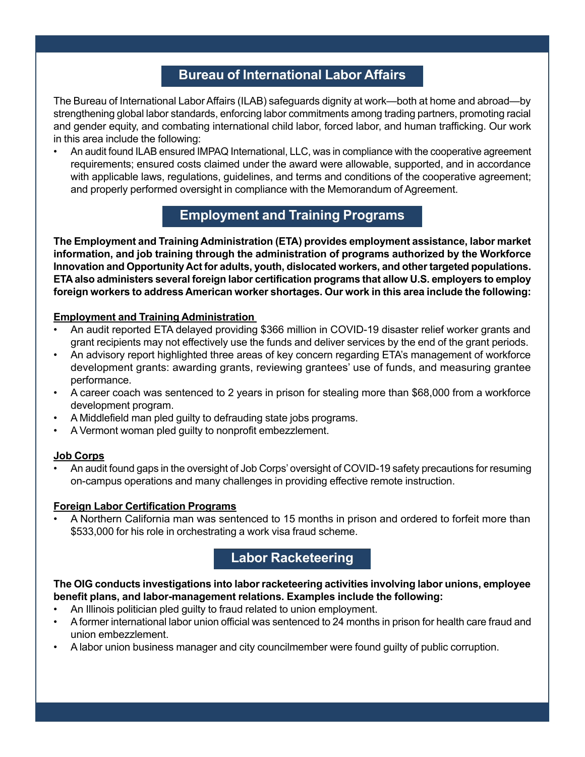## Bureau of International Labor Affairs

The Bureau of International Labor Affairs (ILAB) safeguards dignity at work—both at home and abroad—by strengthening global labor standards, enforcing labor commitments among trading partners, promoting racial and gender equity, and combating international child labor, forced labor, and human trafficking. Our work in this area include the following:

- An audit found ILAB ensured IMPAQ International, LLC, was in compliance with the cooperative agreement requirements; ensured costs claimed under the award were allowable, supported, and in accordance with applicable laws, regulations, guidelines, and terms and conditions of the cooperative agreement; and properly performed oversight in compliance with the Memorandum of Agreement.

## Employment and Training Programs

**The Employment and Training Administration (ETA) provides employment assistance, labor market information, and job training through the administration of programs authorized by the Workforce Innovation and Opportunity Act for adults, youth, dislocated workers, and other targeted populations. ETA also administers several foreign labor certification programs that allow U.S. employers to employ foreign workers to address American worker shortages. Our work in this area include the following:**

### Employment and Training Administration

- An audit reported ETA delayed providing $366 million in COVID-19 disaster relief worker grants and grant recipients may not effectively use the funds and deliver services by the end of the grant periods.
- An advisory report highlighted three areas of key concern regarding ETA's management of workforce development grants: awarding grants, reviewing grantees' use of funds, and measuring grantee performance.
- A career coach was sentenced to 2 years in prison for stealing more than $68,000 from a workforce development program.
- A Middlefield man pled guilty to defrauding state jobs programs.
- A Vermont woman pled guilty to nonprofit embezzlement.

### Job Corps

- An audit found gaps in the oversight of Job Corps' oversight of COVID-19 safety precautions for resuming on-campus operations and many challenges in providing effective remote instruction.

### Foreign Labor Certification Programs

- A Northern California man was sentenced to 15 months in prison and ordered to forfeit more than $533,000 for his role in orchestrating a work visa fraud scheme.

## Labor Racketeering

**The OIG conducts investigations into labor racketeering activities involving labor unions, employee benefit plans, and labor-management relations. Examples include the following:**

- An Illinois politician pled guilty to fraud related to union employment.
- A former international labor union official was sentenced to 24 months in prison for health care fraud and union embezzlement.
- A labor union business manager and city councilmember were found guilty of public corruption.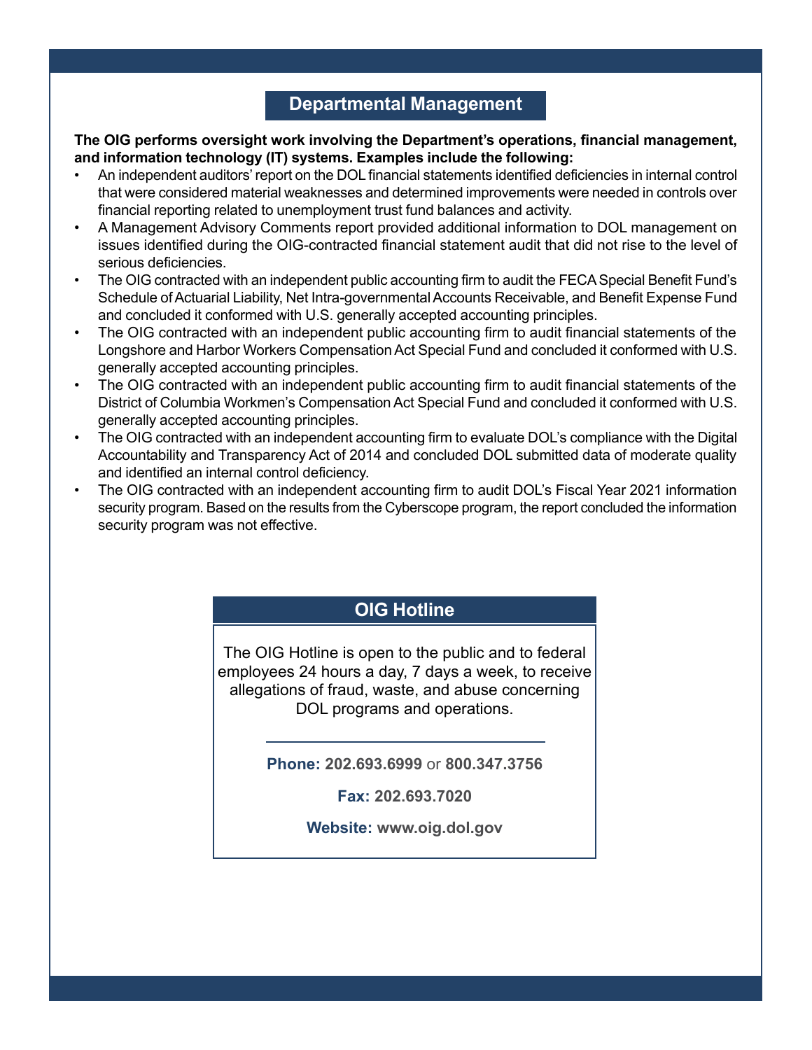## Departmental Management

**The OIG performs oversight work involving the Department's operations, financial management, and information technology (IT) systems. Examples include the following:**

- An independent auditors' report on the DOL financial statements identified deficiencies in internal control that were considered material weaknesses and determined improvements were needed in controls over financial reporting related to unemployment trust fund balances and activity.
- A Management Advisory Comments report provided additional information to DOL management on issues identified during the OIG-contracted financial statement audit that did not rise to the level of serious deficiencies.
- The OIG contracted with an independent public accounting firm to audit the FECA Special Benefit Fund's Schedule of Actuarial Liability, Net Intra-governmental Accounts Receivable, and Benefit Expense Fund and concluded it conformed with U.S. generally accepted accounting principles.
- The OIG contracted with an independent public accounting firm to audit financial statements of the Longshore and Harbor Workers Compensation Act Special Fund and concluded it conformed with U.S. generally accepted accounting principles.
- The OIG contracted with an independent public accounting firm to audit financial statements of the District of Columbia Workmen's Compensation Act Special Fund and concluded it conformed with U.S. generally accepted accounting principles.
- The OIG contracted with an independent accounting firm to evaluate DOL's compliance with the Digital Accountability and Transparency Act of 2014 and concluded DOL submitted data of moderate quality and identified an internal control deficiency.
- The OIG contracted with an independent accounting firm to audit DOL's Fiscal Year 2021 information security program. Based on the results from the Cyberscope program, the report concluded the information security program was not effective.

## OIG Hotline

The OIG Hotline is open to the public and to federal employees 24 hours a day, 7 days a week, to receive allegations of fraud, waste, and abuse concerning DOL programs and operations.

**Phone: 202.693.6999** or **800.347.3756**

**Fax: 202.693.7020**

**Website: www.oig.dol.gov**